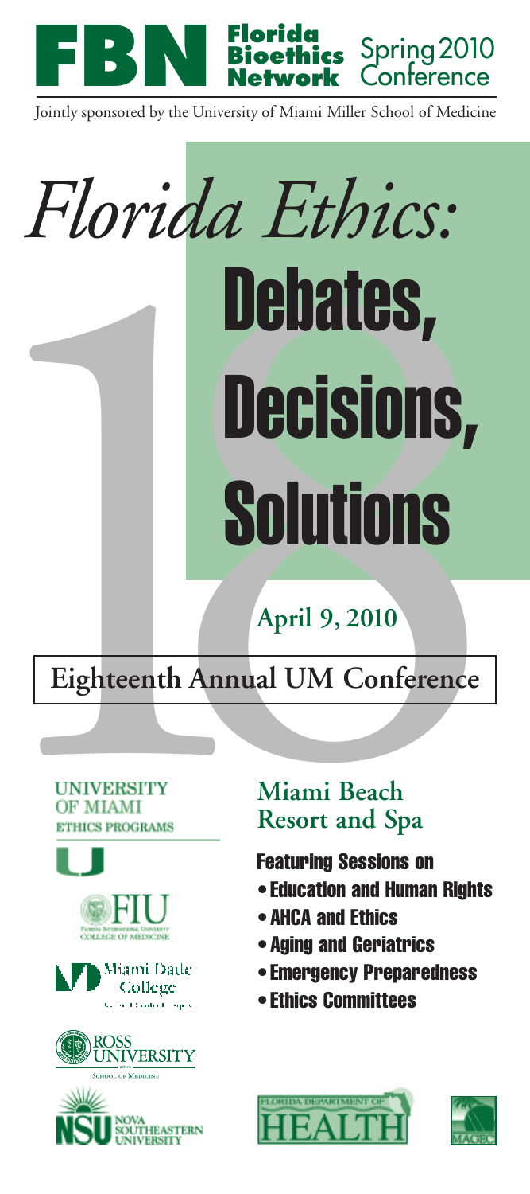# FBN Florida Bioethics Network Spring 2010 Conference

Jointly sponsored by the University of Miami Miller School of Medicine

# *Florida Ethics:* Debates, Decisions, Solutions

**April 9, 2010**

**Eighteenth Annual UM Conference**

UNIVERSITY OF MIAMI ETHICS PROGRAMS

FIU COLLEGE OF MEDICINE

Miami Dade College

ROSS UNIVERSITY SCHOOL OF MEDICINE

NSU NOVA SOUTHEASTERN UNIVERSITY

## Miami Beach Resort and Spa

### Featuring Sessions on

- Education and Human Rights
- AHCA and Ethics
- Aging and Geriatrics
- Emergency Preparedness
- Ethics Committees

FLORIDA DEPARTMENT OF HEALTH

MAOEC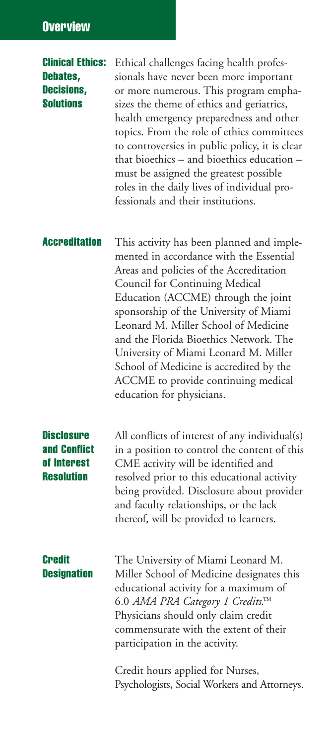## Overview

### Clinical Ethics: Debates, Decisions, Solutions

Ethical challenges facing health professionals have never been more important or more numerous. This program emphasizes the theme of ethics and geriatrics, health emergency preparedness and other topics. From the role of ethics committees to controversies in public policy, it is clear that bioethics – and bioethics education – must be assigned the greatest possible roles in the daily lives of individual professionals and their institutions.

### Accreditation

This activity has been planned and implemented in accordance with the Essential Areas and policies of the Accreditation Council for Continuing Medical Education (ACCME) through the joint sponsorship of the University of Miami Leonard M. Miller School of Medicine and the Florida Bioethics Network. The University of Miami Leonard M. Miller School of Medicine is accredited by the ACCME to provide continuing medical education for physicians.

### Disclosure and Conflict of Interest Resolution

All conflicts of interest of any individual(s) in a position to control the content of this CME activity will be identified and resolved prior to this educational activity being provided. Disclosure about provider and faculty relationships, or the lack thereof, will be provided to learners.

### Credit Designation

The University of Miami Leonard M. Miller School of Medicine designates this educational activity for a maximum of 6.0 *AMA PRA Category 1 Credits*.™ Physicians should only claim credit commensurate with the extent of their participation in the activity.

Credit hours applied for Nurses, Psychologists, Social Workers and Attorneys.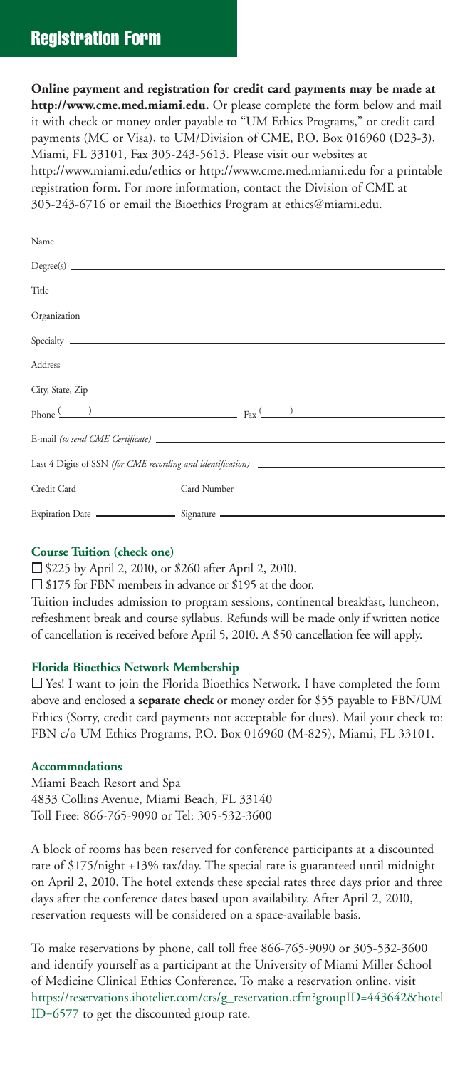# Registration Form

**Online payment and registration for credit card payments may be made at http://www.cme.med.miami.edu.** Or please complete the form below and mail it with check or money order payable to "UM Ethics Programs," or credit card payments (MC or Visa), to UM/Division of CME, P.O. Box 016960 (D23-3), Miami, FL 33101, Fax 305-243-5613. Please visit our websites at http://www.miami.edu/ethics or http://www.cme.med.miami.edu for a printable registration form. For more information, contact the Division of CME at 305-243-6716 or email the Bioethics Program at ethics@miami.edu.

Name ______________________________

Degree(s) ______________________________

Title ______________________________

Organization ______________________________

Specialty ______________________________

Address ______________________________

City, State, Zip ______________________________

Phone (     ) ______________ Fax (     ) ______________

E-mail *(to send CME Certificate)* ______________________________

Last 4 Digits of SSN *(for CME recording and identification)* ______________

Credit Card ______________ Card Number ______________________________

Expiration Date ______________ Signature ______________________________

### Course Tuition (check one)

☐ $225 by April 2, 2010, or $260 after April 2, 2010.

☐ $175 for FBN members in advance or $195 at the door.

Tuition includes admission to program sessions, continental breakfast, luncheon, refreshment break and course syllabus. Refunds will be made only if written notice of cancellation is received before April 5, 2010. A $50 cancellation fee will apply.

### Florida Bioethics Network Membership

☐ Yes! I want to join the Florida Bioethics Network. I have completed the form above and enclosed a **separate check** or money order for $55 payable to FBN/UM Ethics (Sorry, credit card payments not acceptable for dues). Mail your check to: FBN c/o UM Ethics Programs, P.O. Box 016960 (M-825), Miami, FL 33101.

### Accommodations

Miami Beach Resort and Spa
4833 Collins Avenue, Miami Beach, FL 33140
Toll Free: 866-765-9090 or Tel: 305-532-3600

A block of rooms has been reserved for conference participants at a discounted rate of $175/night +13% tax/day. The special rate is guaranteed until midnight on April 2, 2010. The hotel extends these special rates three days prior and three days after the conference dates based upon availability. After April 2, 2010, reservation requests will be considered on a space-available basis.

To make reservations by phone, call toll free 866-765-9090 or 305-532-3600 and identify yourself as a participant at the University of Miami Miller School of Medicine Clinical Ethics Conference. To make a reservation online, visit https://reservations.ihotelier.com/crs/g_reservation.cfm?groupID=443642&hotelID=6577 to get the discounted group rate.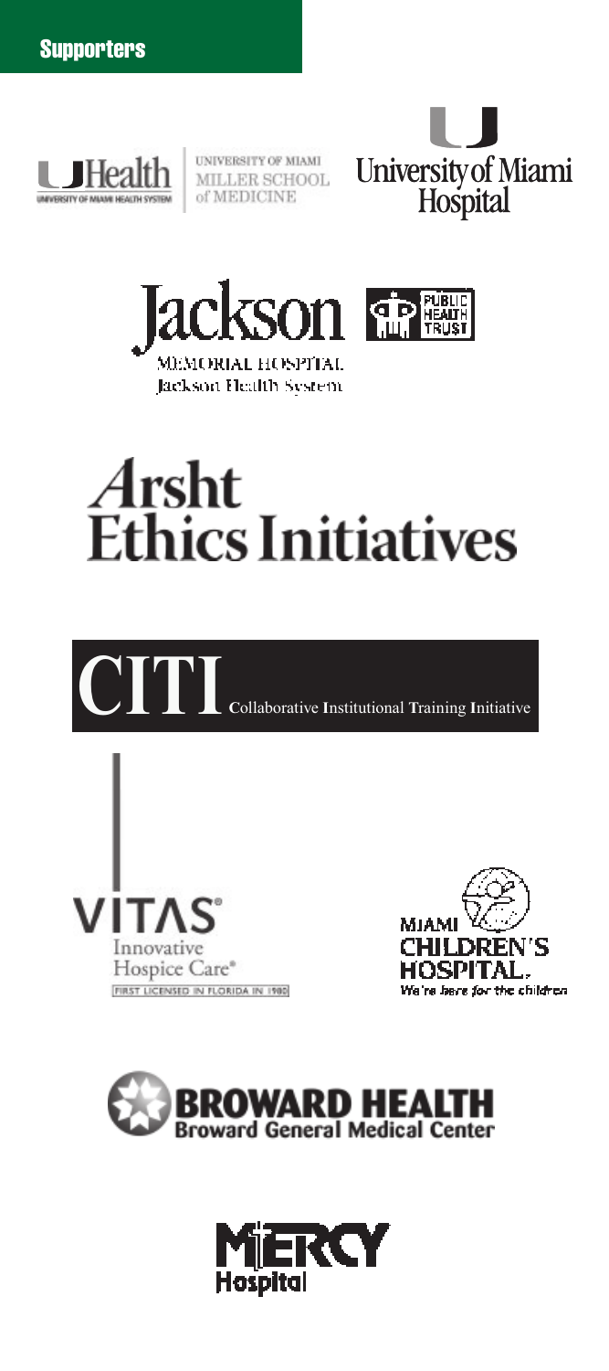## Supporters

UHealth
UNIVERSITY OF MIAMI HEALTH SYSTEM

UNIVERSITY OF MIAMI
MILLER SCHOOL
of MEDICINE

University of Miami
Hospital

Jackson
MEMORIAL HOSPITAL
Jackson Health System

PUBLIC HEALTH TRUST

Arsht
Ethics Initiatives

CITI Collaborative Institutional Training Initiative

VITAS®
Innovative
Hospice Care®
FIRST LICENSED IN FLORIDA IN 1980

MIAMI
CHILDREN'S
HOSPITAL.
We're here for the children

BROWARD HEALTH
Broward General Medical Center

MERCY
Hospital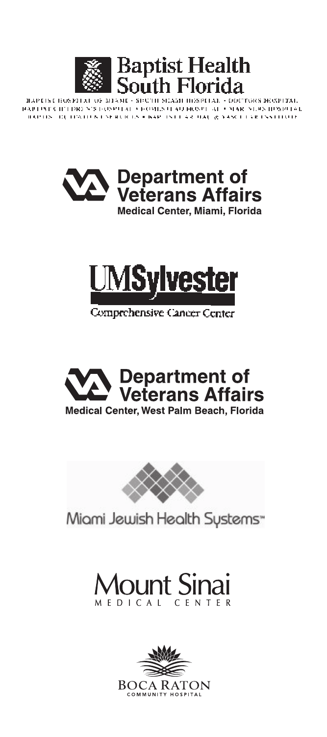Baptist Health South Florida

BAPTIST HOSPITAL OF MIAMI • SOUTH MIAMI HOSPITAL • DOCTORS HOSPITAL
BAPTIST CHILDREN'S HOSPITAL • HOMESTEAD HOSPITAL • MARINERS HOSPITAL
BAPTIST OUTPATIENT SERVICES • BAPTIST CARDIAC & VASCULAR INSTITUTE

Department of Veterans Affairs
Medical Center, Miami, Florida

UMSylvester
Comprehensive Cancer Center

Department of Veterans Affairs
Medical Center, West Palm Beach, Florida

Miami Jewish Health Systems™

Mount Sinai
MEDICAL CENTER

BOCA RATON
COMMUNITY HOSPITAL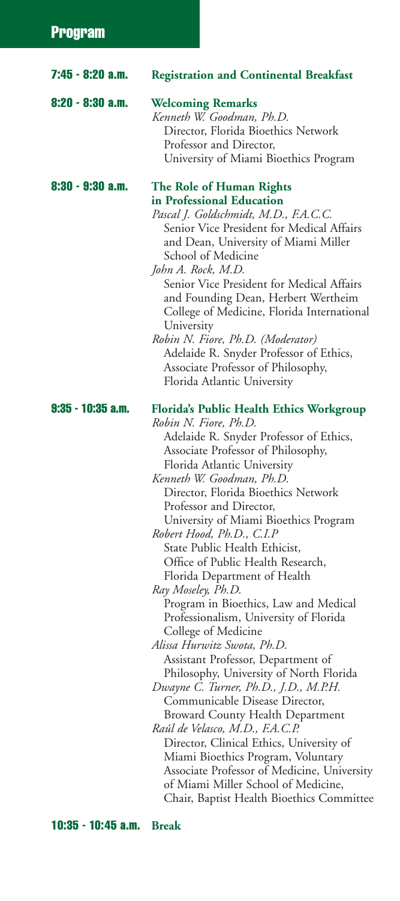# Program

**7:45 - 8:20 a.m.** **Registration and Continental Breakfast**

**8:20 - 8:30 a.m.** **Welcoming Remarks**

*Kenneth W. Goodman, Ph.D.*
Director, Florida Bioethics Network
Professor and Director,
University of Miami Bioethics Program

**8:30 - 9:30 a.m.** **The Role of Human Rights in Professional Education**

*Pascal J. Goldschmidt, M.D., F.A.C.C.*
Senior Vice President for Medical Affairs and Dean, University of Miami Miller School of Medicine

*John A. Rock, M.D.*
Senior Vice President for Medical Affairs and Founding Dean, Herbert Wertheim College of Medicine, Florida International University

*Robin N. Fiore, Ph.D. (Moderator)*
Adelaide R. Snyder Professor of Ethics, Associate Professor of Philosophy, Florida Atlantic University

**9:35 - 10:35 a.m.** **Florida's Public Health Ethics Workgroup**

*Robin N. Fiore, Ph.D.*
Adelaide R. Snyder Professor of Ethics, Associate Professor of Philosophy, Florida Atlantic University

*Kenneth W. Goodman, Ph.D.*
Director, Florida Bioethics Network
Professor and Director,
University of Miami Bioethics Program

*Robert Hood, Ph.D., C.I.P*
State Public Health Ethicist,
Office of Public Health Research,
Florida Department of Health

*Ray Moseley, Ph.D.*
Program in Bioethics, Law and Medical Professionalism, University of Florida College of Medicine

*Alissa Hurwitz Swota, Ph.D.*
Assistant Professor, Department of Philosophy, University of North Florida

*Dwayne C. Turner, Ph.D., J.D., M.P.H.*
Communicable Disease Director,
Broward County Health Department

*Raúl de Velasco, M.D., F.A.C.P.*
Director, Clinical Ethics, University of Miami Bioethics Program, Voluntary Associate Professor of Medicine, University of Miami Miller School of Medicine, Chair, Baptist Health Bioethics Committee

**10:35 - 10:45 a.m.** **Break**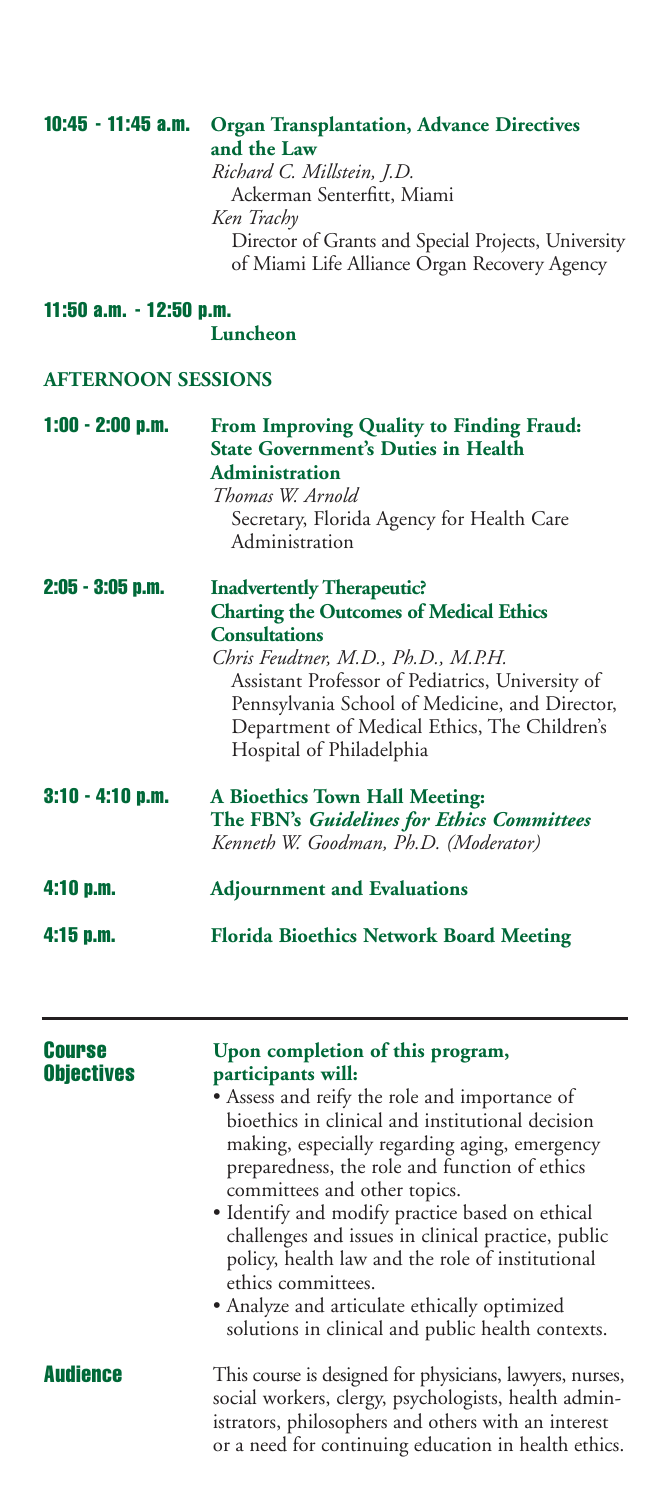**10:45 - 11:45 a.m.** **Organ Transplantation, Advance Directives and the Law**
*Richard C. Millstein, J.D.*
Ackerman Senterfitt, Miami
*Ken Trachy*
Director of Grants and Special Projects, University of Miami Life Alliance Organ Recovery Agency

**11:50 a.m. - 12:50 p.m.**
**Luncheon**

## AFTERNOON SESSIONS

**1:00 - 2:00 p.m.** **From Improving Quality to Finding Fraud: State Government's Duties in Health Administration**
*Thomas W. Arnold*
Secretary, Florida Agency for Health Care Administration

**2:05 - 3:05 p.m.** **Inadvertently Therapeutic? Charting the Outcomes of Medical Ethics Consultations**
*Chris Feudtner, M.D., Ph.D., M.P.H.*
Assistant Professor of Pediatrics, University of Pennsylvania School of Medicine, and Director, Department of Medical Ethics, The Children's Hospital of Philadelphia

**3:10 - 4:10 p.m.** **A Bioethics Town Hall Meeting: The FBN's *Guidelines for Ethics Committees***
*Kenneth W. Goodman, Ph.D. (Moderator)*

**4:10 p.m.** **Adjournment and Evaluations**

**4:15 p.m.** **Florida Bioethics Network Board Meeting**

---

## Course Objectives

**Upon completion of this program, participants will:**

- Assess and reify the role and importance of bioethics in clinical and institutional decision making, especially regarding aging, emergency preparedness, the role and function of ethics committees and other topics.
- Identify and modify practice based on ethical challenges and issues in clinical practice, public policy, health law and the role of institutional ethics committees.
- Analyze and articulate ethically optimized solutions in clinical and public health contexts.

## Audience

This course is designed for physicians, lawyers, nurses, social workers, clergy, psychologists, health administrators, philosophers and others with an interest or a need for continuing education in health ethics.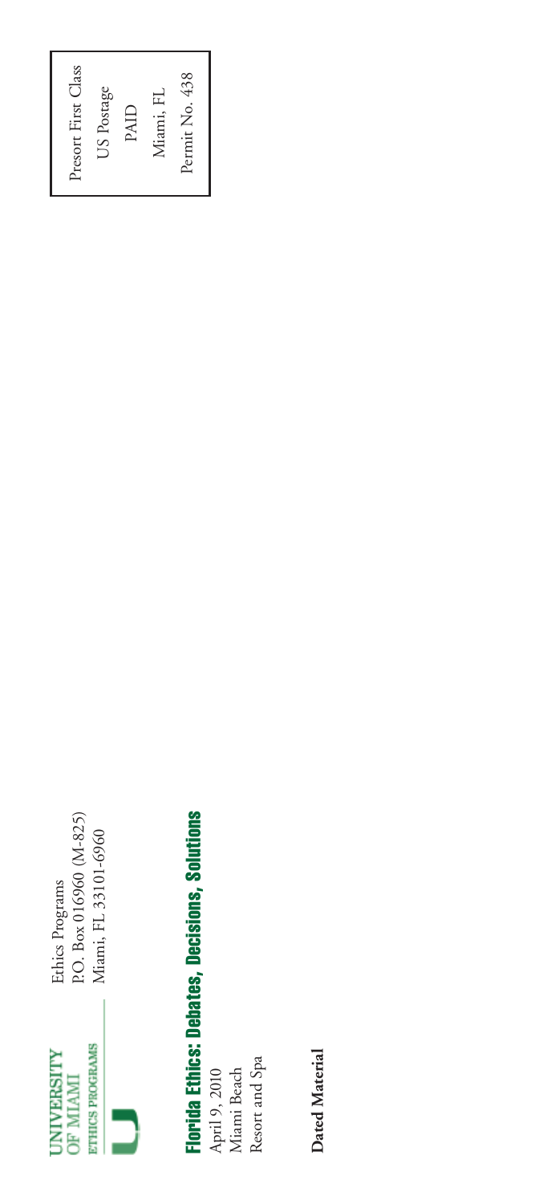UNIVERSITY OF MIAMI
ETHICS PROGRAMS

Ethics Programs
P.O. Box 016960 (M-825)
Miami, FL 33101-6960

Presort First Class
US Postage
PAID
Miami, FL
Permit No. 438

## Florida Ethics: Debates, Decisions, Solutions

April 9, 2010
Miami Beach
Resort and Spa

**Dated Material**